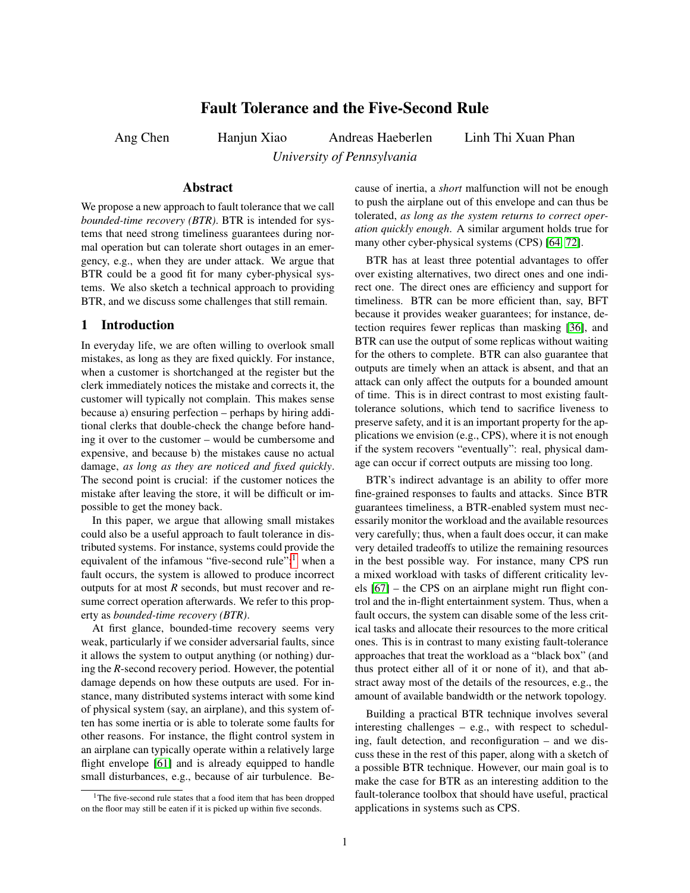# Fault Tolerance and the Five-Second Rule

Ang Chen Hanjun Xiao Andreas Haeberlen Linh Thi Xuan Phan

*University of Pennsylvania*

## Abstract

We propose a new approach to fault tolerance that we call *bounded-time recovery (BTR)*. BTR is intended for systems that need strong timeliness guarantees during normal operation but can tolerate short outages in an emergency, e.g., when they are under attack. We argue that BTR could be a good fit for many cyber-physical systems. We also sketch a technical approach to providing BTR, and we discuss some challenges that still remain.

## 1 Introduction

In everyday life, we are often willing to overlook small mistakes, as long as they are fixed quickly. For instance, when a customer is shortchanged at the register but the clerk immediately notices the mistake and corrects it, the customer will typically not complain. This makes sense because a) ensuring perfection – perhaps by hiring additional clerks that double-check the change before handing it over to the customer – would be cumbersome and expensive, and because b) the mistakes cause no actual damage, *as long as they are noticed and fixed quickly*. The second point is crucial: if the customer notices the mistake after leaving the store, it will be difficult or impossible to get the money back.

In this paper, we argue that allowing small mistakes could also be a useful approach to fault tolerance in distributed systems. For instance, systems could provide the equivalent of the infamous "five-second rule":[1] when a fault occurs, the system is allowed to produce incorrect outputs for at most $R$ seconds, but must recover and resume correct operation afterwards. We refer to this property as *bounded-time recovery (BTR)*.

At first glance, bounded-time recovery seems very weak, particularly if we consider adversarial faults, since it allows the system to output anything (or nothing) during the $R$-second recovery period. However, the potential damage depends on how these outputs are used. For instance, many distributed systems interact with some kind of physical system (say, an airplane), and this system often has some inertia or is able to tolerate some faults for other reasons. For instance, the flight control system in an airplane can typically operate within a relatively large flight envelope [61] and is already equipped to handle small disturbances, e.g., because of air turbulence. Because of inertia, a *short* malfunction will not be enough to push the airplane out of this envelope and can thus be tolerated, *as long as the system returns to correct operation quickly enough.* A similar argument holds true for many other cyber-physical systems (CPS) [64, 72].

BTR has at least three potential advantages to offer over existing alternatives, two direct ones and one indirect one. The direct ones are efficiency and support for timeliness. BTR can be more efficient than, say, BFT because it provides weaker guarantees; for instance, detection requires fewer replicas than masking [36], and BTR can use the output of some replicas without waiting for the others to complete. BTR can also guarantee that outputs are timely when an attack is absent, and that an attack can only affect the outputs for a bounded amount of time. This is in direct contrast to most existing fault-tolerance solutions, which tend to sacrifice liveness to preserve safety, and it is an important property for the applications we envision (e.g., CPS), where it is not enough if the system recovers "eventually": real, physical damage can occur if correct outputs are missing too long.

BTR's indirect advantage is an ability to offer more fine-grained responses to faults and attacks. Since BTR guarantees timeliness, a BTR-enabled system must necessarily monitor the workload and the available resources very carefully; thus, when a fault does occur, it can make very detailed tradeoffs to utilize the remaining resources in the best possible way. For instance, many CPS run a mixed workload with tasks of different criticality levels [67] – the CPS on an airplane might run flight control and the in-flight entertainment system. Thus, when a fault occurs, the system can disable some of the less critical tasks and allocate their resources to the more critical ones. This is in contrast to many existing fault-tolerance approaches that treat the workload as a "black box" (and thus protect either all of it or none of it), and that abstract away most of the details of the resources, e.g., the amount of available bandwidth or the network topology.

Building a practical BTR technique involves several interesting challenges – e.g., with respect to scheduling, fault detection, and reconfiguration – and we discuss these in the rest of this paper, along with a sketch of a possible BTR technique. However, our main goal is to make the case for BTR as an interesting addition to the fault-tolerance toolbox that should have useful, practical applications in systems such as CPS.

[1] The five-second rule states that a food item that has been dropped on the floor may still be eaten if it is picked up within five seconds.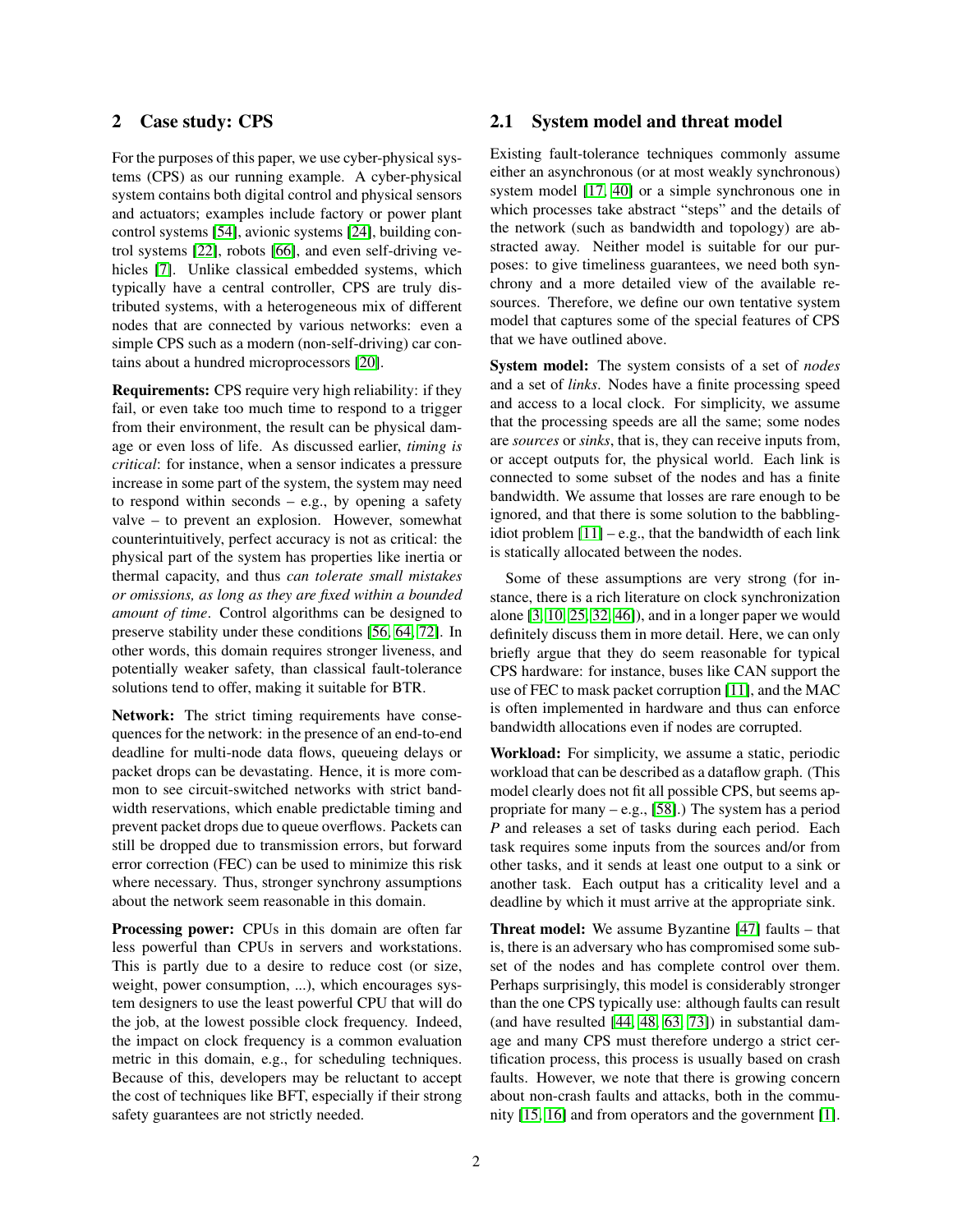## 2 Case study: CPS

For the purposes of this paper, we use cyber-physical systems (CPS) as our running example. A cyber-physical system contains both digital control and physical sensors and actuators; examples include factory or power plant control systems [54], avionic systems [24], building control systems [22], robots [66], and even self-driving vehicles [7]. Unlike classical embedded systems, which typically have a central controller, CPS are truly distributed systems, with a heterogeneous mix of different nodes that are connected by various networks: even a simple CPS such as a modern (non-self-driving) car contains about a hundred microprocessors [20].

**Requirements:** CPS require very high reliability: if they fail, or even take too much time to respond to a trigger from their environment, the result can be physical damage or even loss of life. As discussed earlier, *timing is critical*: for instance, when a sensor indicates a pressure increase in some part of the system, the system may need to respond within seconds – e.g., by opening a safety valve – to prevent an explosion. However, somewhat counterintuitively, perfect accuracy is not as critical: the physical part of the system has properties like inertia or thermal capacity, and thus *can tolerate small mistakes or omissions, as long as they are fixed within a bounded amount of time*. Control algorithms can be designed to preserve stability under these conditions [56, 64, 72]. In other words, this domain requires stronger liveness, and potentially weaker safety, than classical fault-tolerance solutions tend to offer, making it suitable for BTR.

**Network:** The strict timing requirements have consequences for the network: in the presence of an end-to-end deadline for multi-node data flows, queueing delays or packet drops can be devastating. Hence, it is more common to see circuit-switched networks with strict bandwidth reservations, which enable predictable timing and prevent packet drops due to queue overflows. Packets can still be dropped due to transmission errors, but forward error correction (FEC) can be used to minimize this risk where necessary. Thus, stronger synchrony assumptions about the network seem reasonable in this domain.

**Processing power:** CPUs in this domain are often far less powerful than CPUs in servers and workstations. This is partly due to a desire to reduce cost (or size, weight, power consumption, ...), which encourages system designers to use the least powerful CPU that will do the job, at the lowest possible clock frequency. Indeed, the impact on clock frequency is a common evaluation metric in this domain, e.g., for scheduling techniques. Because of this, developers may be reluctant to accept the cost of techniques like BFT, especially if their strong safety guarantees are not strictly needed.

### 2.1 System model and threat model

Existing fault-tolerance techniques commonly assume either an asynchronous (or at most weakly synchronous) system model [17, 40] or a simple synchronous one in which processes take abstract "steps" and the details of the network (such as bandwidth and topology) are abstracted away. Neither model is suitable for our purposes: to give timeliness guarantees, we need both synchrony and a more detailed view of the available resources. Therefore, we define our own tentative system model that captures some of the special features of CPS that we have outlined above.

**System model:** The system consists of a set of *nodes* and a set of *links*. Nodes have a finite processing speed and access to a local clock. For simplicity, we assume that the processing speeds are all the same; some nodes are *sources* or *sinks*, that is, they can receive inputs from, or accept outputs for, the physical world. Each link is connected to some subset of the nodes and has a finite bandwidth. We assume that losses are rare enough to be ignored, and that there is some solution to the babbling-idiot problem [11] – e.g., that the bandwidth of each link is statically allocated between the nodes.

Some of these assumptions are very strong (for instance, there is a rich literature on clock synchronization alone [3, 10, 25, 32, 46]), and in a longer paper we would definitely discuss them in more detail. Here, we can only briefly argue that they do seem reasonable for typical CPS hardware: for instance, buses like CAN support the use of FEC to mask packet corruption [11], and the MAC is often implemented in hardware and thus can enforce bandwidth allocations even if nodes are corrupted.

**Workload:** For simplicity, we assume a static, periodic workload that can be described as a dataflow graph. (This model clearly does not fit all possible CPS, but seems appropriate for many – e.g., [58].) The system has a period $P$ and releases a set of tasks during each period. Each task requires some inputs from the sources and/or from other tasks, and it sends at least one output to a sink or another task. Each output has a criticality level and a deadline by which it must arrive at the appropriate sink.

**Threat model:** We assume Byzantine [47] faults – that is, there is an adversary who has compromised some subset of the nodes and has complete control over them. Perhaps surprisingly, this model is considerably stronger than the one CPS typically use: although faults can result (and have resulted [44, 48, 63, 73]) in substantial damage and many CPS must therefore undergo a strict certification process, this process is usually based on crash faults. However, we note that there is growing concern about non-crash faults and attacks, both in the community [15, 16] and from operators and the government [1].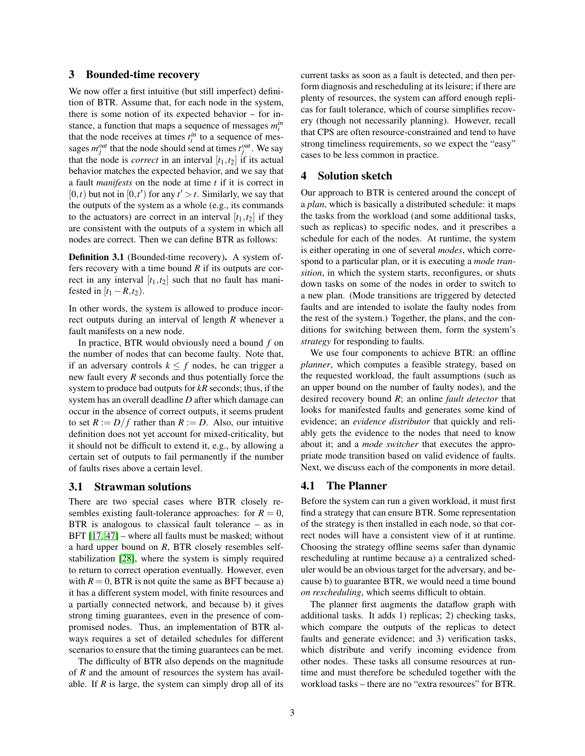## 3 Bounded-time recovery

We now offer a first intuitive (but still imperfect) definition of BTR. Assume that, for each node in the system, there is some notion of its expected behavior – for instance, a function that maps a sequence of messages $m_i^{in}$ that the node receives at times $t_i^{in}$ to a sequence of messages $m_j^{out}$ that the node should send at times $t_j^{out}$. We say that the node is *correct* in an interval $[t_1, t_2]$ if its actual behavior matches the expected behavior, and we say that a fault *manifests* on the node at time $t$ if it is correct in $[0,t)$ but not in $[0,t')$ for any $t' > t$. Similarly, we say that the outputs of the system as a whole (e.g., its commands to the actuators) are correct in an interval $[t_1, t_2]$ if they are consistent with the outputs of a system in which all nodes are correct. Then we can define BTR as follows:

**Definition 3.1** (Bounded-time recovery)**.** A system offers recovery with a time bound $R$ if its outputs are correct in any interval $[t_1, t_2]$ such that no fault has manifested in $[t_1 - R, t_2)$.

In other words, the system is allowed to produce incorrect outputs during an interval of length $R$ whenever a fault manifests on a new node.

In practice, BTR would obviously need a bound $f$ on the number of nodes that can become faulty. Note that, if an adversary controls $k \leq f$ nodes, he can trigger a new fault every $R$ seconds and thus potentially force the system to produce bad outputs for $kR$ seconds; thus, if the system has an overall deadline $D$ after which damage can occur in the absence of correct outputs, it seems prudent to set $R := D/f$ rather than $R := D$. Also, our intuitive definition does not yet account for mixed-criticality, but it should not be difficult to extend it, e.g., by allowing a certain set of outputs to fail permanently if the number of faults rises above a certain level.

### 3.1 Strawman solutions

There are two special cases where BTR closely resembles existing fault-tolerance approaches: for $R = 0$, BTR is analogous to classical fault tolerance – as in BFT [17, 47] – where all faults must be masked; without a hard upper bound on $R$, BTR closely resembles self-stabilization [28], where the system is simply required to return to correct operation eventually. However, even with $R = 0$, BTR is not quite the same as BFT because a) it has a different system model, with finite resources and a partially connected network, and because b) it gives strong timing guarantees, even in the presence of compromised nodes. Thus, an implementation of BTR always requires a set of detailed schedules for different scenarios to ensure that the timing guarantees can be met.

The difficulty of BTR also depends on the magnitude of $R$ and the amount of resources the system has available. If $R$ is large, the system can simply drop all of its current tasks as soon as a fault is detected, and then perform diagnosis and rescheduling at its leisure; if there are plenty of resources, the system can afford enough replicas for fault tolerance, which of course simplifies recovery (though not necessarily planning). However, recall that CPS are often resource-constrained and tend to have strong timeliness requirements, so we expect the "easy" cases to be less common in practice.

## 4 Solution sketch

Our approach to BTR is centered around the concept of a *plan*, which is basically a distributed schedule: it maps the tasks from the workload (and some additional tasks, such as replicas) to specific nodes, and it prescribes a schedule for each of the nodes. At runtime, the system is either operating in one of several *modes*, which correspond to a particular plan, or it is executing a *mode transition*, in which the system starts, reconfigures, or shuts down tasks on some of the nodes in order to switch to a new plan. (Mode transitions are triggered by detected faults and are intended to isolate the faulty nodes from the rest of the system.) Together, the plans, and the conditions for switching between them, form the system's *strategy* for responding to faults.

We use four components to achieve BTR: an offline *planner*, which computes a feasible strategy, based on the requested workload, the fault assumptions (such as an upper bound on the number of faulty nodes), and the desired recovery bound $R$; an online *fault detector* that looks for manifested faults and generates some kind of evidence; an *evidence distributor* that quickly and reliably gets the evidence to the nodes that need to know about it; and a *mode switcher* that executes the appropriate mode transition based on valid evidence of faults. Next, we discuss each of the components in more detail.

### 4.1 The Planner

Before the system can run a given workload, it must first find a strategy that can ensure BTR. Some representation of the strategy is then installed in each node, so that correct nodes will have a consistent view of it at runtime. Choosing the strategy offline seems safer than dynamic rescheduling at runtime because a) a centralized scheduler would be an obvious target for the adversary, and because b) to guarantee BTR, we would need a time bound *on rescheduling*, which seems difficult to obtain.

The planner first augments the dataflow graph with additional tasks. It adds 1) replicas; 2) checking tasks, which compare the outputs of the replicas to detect faults and generate evidence; and 3) verification tasks, which distribute and verify incoming evidence from other nodes. These tasks all consume resources at runtime and must therefore be scheduled together with the workload tasks – there are no "extra resources" for BTR.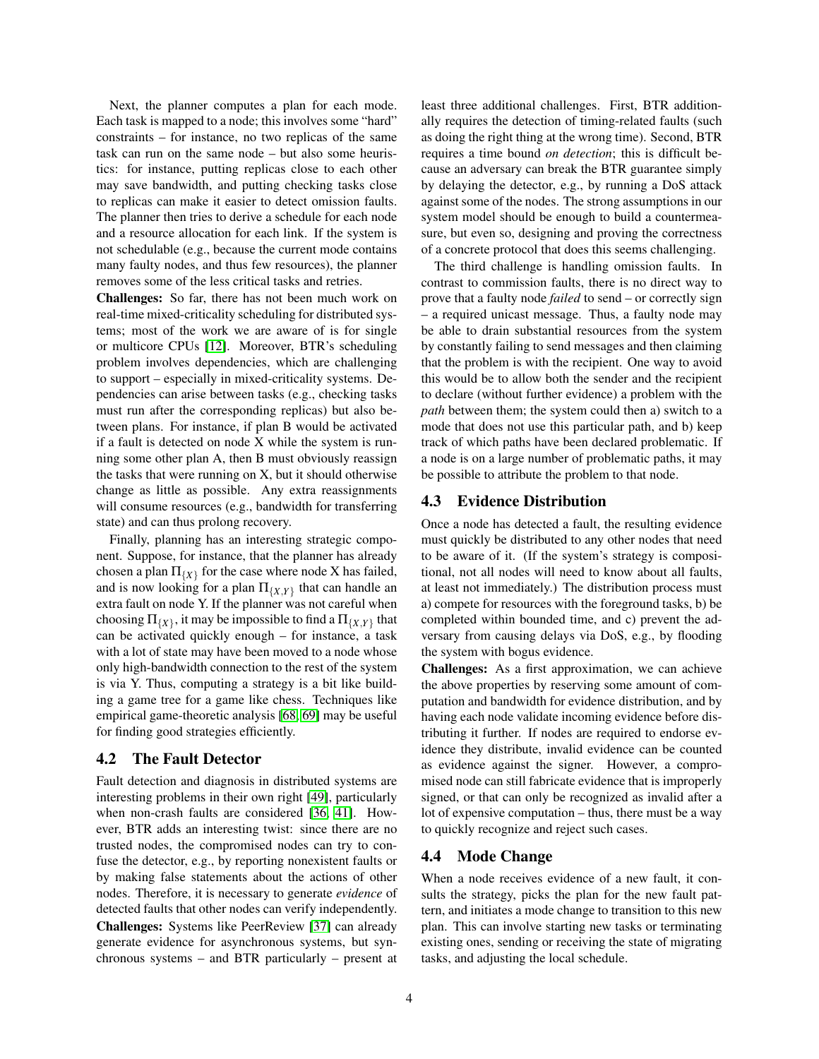Next, the planner computes a plan for each mode. Each task is mapped to a node; this involves some "hard" constraints – for instance, no two replicas of the same task can run on the same node – but also some heuristics: for instance, putting replicas close to each other may save bandwidth, and putting checking tasks close to replicas can make it easier to detect omission faults. The planner then tries to derive a schedule for each node and a resource allocation for each link. If the system is not schedulable (e.g., because the current mode contains many faulty nodes, and thus few resources), the planner removes some of the less critical tasks and retries.

**Challenges:** So far, there has not been much work on real-time mixed-criticality scheduling for distributed systems; most of the work we are aware of is for single or multicore CPUs [12]. Moreover, BTR's scheduling problem involves dependencies, which are challenging to support – especially in mixed-criticality systems. Dependencies can arise between tasks (e.g., checking tasks must run after the corresponding replicas) but also between plans. For instance, if plan B would be activated if a fault is detected on node X while the system is running some other plan A, then B must obviously reassign the tasks that were running on X, but it should otherwise change as little as possible. Any extra reassignments will consume resources (e.g., bandwidth for transferring state) and can thus prolong recovery.

Finally, planning has an interesting strategic component. Suppose, for instance, that the planner has already chosen a plan $\Pi_{\{X\}}$ for the case where node X has failed, and is now looking for a plan $\Pi_{\{X,Y\}}$ that can handle an extra fault on node Y. If the planner was not careful when choosing $\Pi_{\{X\}}$, it may be impossible to find a $\Pi_{\{X,Y\}}$ that can be activated quickly enough – for instance, a task with a lot of state may have been moved to a node whose only high-bandwidth connection to the rest of the system is via Y. Thus, computing a strategy is a bit like building a game tree for a game like chess. Techniques like empirical game-theoretic analysis [68, 69] may be useful for finding good strategies efficiently.

## 4.2 The Fault Detector

Fault detection and diagnosis in distributed systems are interesting problems in their own right [49], particularly when non-crash faults are considered [36, 41]. However, BTR adds an interesting twist: since there are no trusted nodes, the compromised nodes can try to confuse the detector, e.g., by reporting nonexistent faults or by making false statements about the actions of other nodes. Therefore, it is necessary to generate *evidence* of detected faults that other nodes can verify independently.

**Challenges:** Systems like PeerReview [37] can already generate evidence for asynchronous systems, but synchronous systems – and BTR particularly – present at least three additional challenges. First, BTR additionally requires the detection of timing-related faults (such as doing the right thing at the wrong time). Second, BTR requires a time bound *on detection*; this is difficult because an adversary can break the BTR guarantee simply by delaying the detector, e.g., by running a DoS attack against some of the nodes. The strong assumptions in our system model should be enough to build a countermeasure, but even so, designing and proving the correctness of a concrete protocol that does this seems challenging.

The third challenge is handling omission faults. In contrast to commission faults, there is no direct way to prove that a faulty node *failed* to send – or correctly sign – a required unicast message. Thus, a faulty node may be able to drain substantial resources from the system by constantly failing to send messages and then claiming that the problem is with the recipient. One way to avoid this would be to allow both the sender and the recipient to declare (without further evidence) a problem with the *path* between them; the system could then a) switch to a mode that does not use this particular path, and b) keep track of which paths have been declared problematic. If a node is on a large number of problematic paths, it may be possible to attribute the problem to that node.

## 4.3 Evidence Distribution

Once a node has detected a fault, the resulting evidence must quickly be distributed to any other nodes that need to be aware of it. (If the system's strategy is compositional, not all nodes will need to know about all faults, at least not immediately.) The distribution process must a) compete for resources with the foreground tasks, b) be completed within bounded time, and c) prevent the adversary from causing delays via DoS, e.g., by flooding the system with bogus evidence.

**Challenges:** As a first approximation, we can achieve the above properties by reserving some amount of computation and bandwidth for evidence distribution, and by having each node validate incoming evidence before distributing it further. If nodes are required to endorse evidence they distribute, invalid evidence can be counted as evidence against the signer. However, a compromised node can still fabricate evidence that is improperly signed, or that can only be recognized as invalid after a lot of expensive computation – thus, there must be a way to quickly recognize and reject such cases.

## 4.4 Mode Change

When a node receives evidence of a new fault, it consults the strategy, picks the plan for the new fault pattern, and initiates a mode change to transition to this new plan. This can involve starting new tasks or terminating existing ones, sending or receiving the state of migrating tasks, and adjusting the local schedule.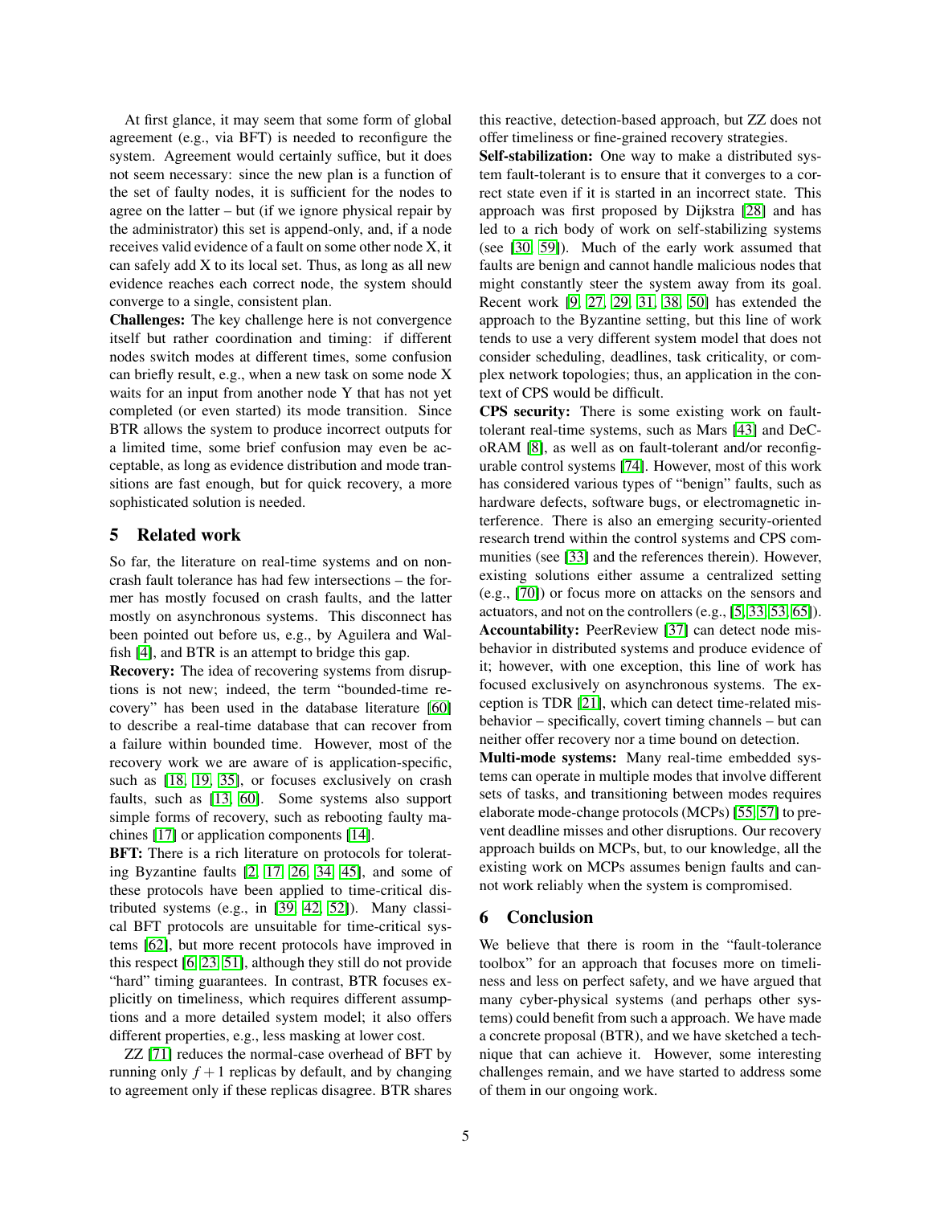At first glance, it may seem that some form of global agreement (e.g., via BFT) is needed to reconfigure the system. Agreement would certainly suffice, but it does not seem necessary: since the new plan is a function of the set of faulty nodes, it is sufficient for the nodes to agree on the latter – but (if we ignore physical repair by the administrator) this set is append-only, and, if a node receives valid evidence of a fault on some other node X, it can safely add X to its local set. Thus, as long as all new evidence reaches each correct node, the system should converge to a single, consistent plan.

**Challenges:** The key challenge here is not convergence itself but rather coordination and timing: if different nodes switch modes at different times, some confusion can briefly result, e.g., when a new task on some node X waits for an input from another node Y that has not yet completed (or even started) its mode transition. Since BTR allows the system to produce incorrect outputs for a limited time, some brief confusion may even be acceptable, as long as evidence distribution and mode transitions are fast enough, but for quick recovery, a more sophisticated solution is needed.

## 5 Related work

So far, the literature on real-time systems and on non-crash fault tolerance has had few intersections – the former has mostly focused on crash faults, and the latter mostly on asynchronous systems. This disconnect has been pointed out before us, e.g., by Aguilera and Walfish [4], and BTR is an attempt to bridge this gap.

**Recovery:** The idea of recovering systems from disruptions is not new; indeed, the term "bounded-time recovery" has been used in the database literature [60] to describe a real-time database that can recover from a failure within bounded time. However, most of the recovery work we are aware of is application-specific, such as [18, 19, 35], or focuses exclusively on crash faults, such as [13, 60]. Some systems also support simple forms of recovery, such as rebooting faulty machines [17] or application components [14].

**BFT:** There is a rich literature on protocols for tolerating Byzantine faults [2, 17, 26, 34, 45], and some of these protocols have been applied to time-critical distributed systems (e.g., in [39, 42, 52]). Many classical BFT protocols are unsuitable for time-critical systems [62], but more recent protocols have improved in this respect [6, 23, 51], although they still do not provide "hard" timing guarantees. In contrast, BTR focuses explicitly on timeliness, which requires different assumptions and a more detailed system model; it also offers different properties, e.g., less masking at lower cost.

ZZ [71] reduces the normal-case overhead of BFT by running only $f+1$ replicas by default, and by changing to agreement only if these replicas disagree. BTR shares this reactive, detection-based approach, but ZZ does not offer timeliness or fine-grained recovery strategies.

**Self-stabilization:** One way to make a distributed system fault-tolerant is to ensure that it converges to a correct state even if it is started in an incorrect state. This approach was first proposed by Dijkstra [28] and has led to a rich body of work on self-stabilizing systems (see [30, 59]). Much of the early work assumed that faults are benign and cannot handle malicious nodes that might constantly steer the system away from its goal. Recent work [9, 27, 29, 31, 38, 50] has extended the approach to the Byzantine setting, but this line of work tends to use a very different system model that does not consider scheduling, deadlines, task criticality, or complex network topologies; thus, an application in the context of CPS would be difficult.

**CPS security:** There is some existing work on fault-tolerant real-time systems, such as Mars [43] and DeCoRAM [8], as well as on fault-tolerant and/or reconfigurable control systems [74]. However, most of this work has considered various types of "benign" faults, such as hardware defects, software bugs, or electromagnetic interference. There is also an emerging security-oriented research trend within the control systems and CPS communities (see [33] and the references therein). However, existing solutions either assume a centralized setting (e.g., [70]) or focus more on attacks on the sensors and actuators, and not on the controllers (e.g., [5, 33, 53, 65]).

**Accountability:** PeerReview [37] can detect node misbehavior in distributed systems and produce evidence of it; however, with one exception, this line of work has focused exclusively on asynchronous systems. The exception is TDR [21], which can detect time-related misbehavior – specifically, covert timing channels – but can neither offer recovery nor a time bound on detection.

**Multi-mode systems:** Many real-time embedded systems can operate in multiple modes that involve different sets of tasks, and transitioning between modes requires elaborate mode-change protocols (MCPs) [55, 57] to prevent deadline misses and other disruptions. Our recovery approach builds on MCPs, but, to our knowledge, all the existing work on MCPs assumes benign faults and cannot work reliably when the system is compromised.

## 6 Conclusion

We believe that there is room in the "fault-tolerance toolbox" for an approach that focuses more on timeliness and less on perfect safety, and we have argued that many cyber-physical systems (and perhaps other systems) could benefit from such a approach. We have made a concrete proposal (BTR), and we have sketched a technique that can achieve it. However, some interesting challenges remain, and we have started to address some of them in our ongoing work.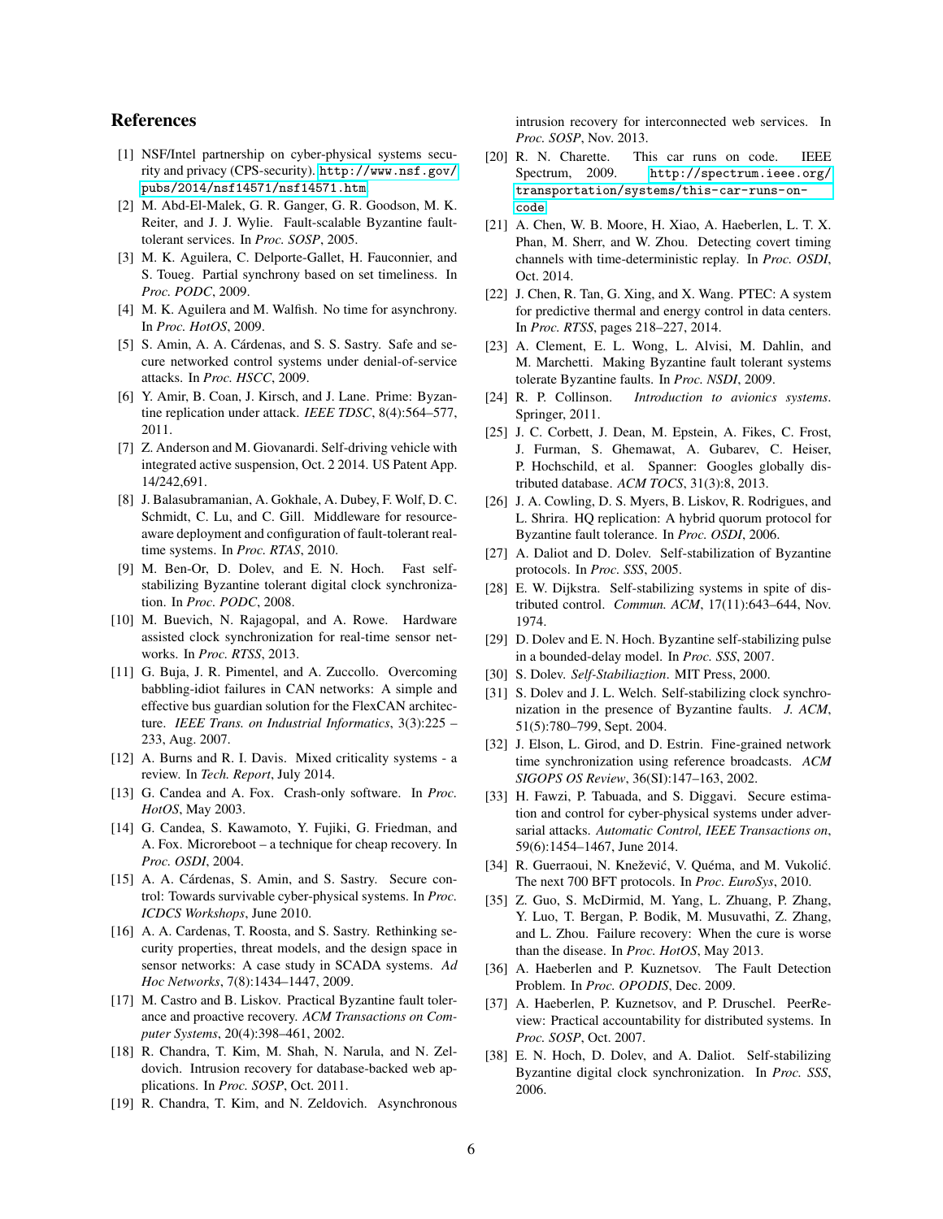## References

[1] NSF/Intel partnership on cyber-physical systems security and privacy (CPS-security). http://www.nsf.gov/pubs/2014/nsf14571/nsf14571.htm.

[2] M. Abd-El-Malek, G. R. Ganger, G. R. Goodson, M. K. Reiter, and J. J. Wylie. Fault-scalable Byzantine fault-tolerant services. In *Proc. SOSP*, 2005.

[3] M. K. Aguilera, C. Delporte-Gallet, H. Fauconnier, and S. Toueg. Partial synchrony based on set timeliness. In *Proc. PODC*, 2009.

[4] M. K. Aguilera and M. Walfish. No time for asynchrony. In *Proc. HotOS*, 2009.

[5] S. Amin, A. A. Cárdenas, and S. S. Sastry. Safe and secure networked control systems under denial-of-service attacks. In *Proc. HSCC*, 2009.

[6] Y. Amir, B. Coan, J. Kirsch, and J. Lane. Prime: Byzantine replication under attack. *IEEE TDSC*, 8(4):564–577, 2011.

[7] Z. Anderson and M. Giovanardi. Self-driving vehicle with integrated active suspension, Oct. 2 2014. US Patent App. 14/242,691.

[8] J. Balasubramanian, A. Gokhale, A. Dubey, F. Wolf, D. C. Schmidt, C. Lu, and C. Gill. Middleware for resource-aware deployment and configuration of fault-tolerant real-time systems. In *Proc. RTAS*, 2010.

[9] M. Ben-Or, D. Dolev, and E. N. Hoch. Fast self-stabilizing Byzantine tolerant digital clock synchronization. In *Proc. PODC*, 2008.

[10] M. Buevich, N. Rajagopal, and A. Rowe. Hardware assisted clock synchronization for real-time sensor networks. In *Proc. RTSS*, 2013.

[11] G. Buja, J. R. Pimentel, and A. Zuccollo. Overcoming babbling-idiot failures in CAN networks: A simple and effective bus guardian solution for the FlexCAN architecture. *IEEE Trans. on Industrial Informatics*, 3(3):225 – 233, Aug. 2007.

[12] A. Burns and R. I. Davis. Mixed criticality systems - a review. In *Tech. Report*, July 2014.

[13] G. Candea and A. Fox. Crash-only software. In *Proc. HotOS*, May 2003.

[14] G. Candea, S. Kawamoto, Y. Fujiki, G. Friedman, and A. Fox. Microreboot – a technique for cheap recovery. In *Proc. OSDI*, 2004.

[15] A. A. Cárdenas, S. Amin, and S. Sastry. Secure control: Towards survivable cyber-physical systems. In *Proc. ICDCS Workshops*, June 2010.

[16] A. A. Cardenas, T. Roosta, and S. Sastry. Rethinking security properties, threat models, and the design space in sensor networks: A case study in SCADA systems. *Ad Hoc Networks*, 7(8):1434–1447, 2009.

[17] M. Castro and B. Liskov. Practical Byzantine fault tolerance and proactive recovery. *ACM Transactions on Computer Systems*, 20(4):398–461, 2002.

[18] R. Chandra, T. Kim, M. Shah, N. Narula, and N. Zeldovich. Intrusion recovery for database-backed web applications. In *Proc. SOSP*, Oct. 2011.

[19] R. Chandra, T. Kim, and N. Zeldovich. Asynchronous intrusion recovery for interconnected web services. In *Proc. SOSP*, Nov. 2013.

[20] R. N. Charette. This car runs on code. IEEE Spectrum, 2009. http://spectrum.ieee.org/transportation/systems/this-car-runs-on-code.

[21] A. Chen, W. B. Moore, H. Xiao, A. Haeberlen, L. T. X. Phan, M. Sherr, and W. Zhou. Detecting covert timing channels with time-deterministic replay. In *Proc. OSDI*, Oct. 2014.

[22] J. Chen, R. Tan, G. Xing, and X. Wang. PTEC: A system for predictive thermal and energy control in data centers. In *Proc. RTSS*, pages 218–227, 2014.

[23] A. Clement, E. L. Wong, L. Alvisi, M. Dahlin, and M. Marchetti. Making Byzantine fault tolerant systems tolerate Byzantine faults. In *Proc. NSDI*, 2009.

[24] R. P. Collinson. *Introduction to avionics systems*. Springer, 2011.

[25] J. C. Corbett, J. Dean, M. Epstein, A. Fikes, C. Frost, J. Furman, S. Ghemawat, A. Gubarev, C. Heiser, P. Hochschild, et al. Spanner: Googles globally distributed database. *ACM TOCS*, 31(3):8, 2013.

[26] J. A. Cowling, D. S. Myers, B. Liskov, R. Rodrigues, and L. Shrira. HQ replication: A hybrid quorum protocol for Byzantine fault tolerance. In *Proc. OSDI*, 2006.

[27] A. Daliot and D. Dolev. Self-stabilization of Byzantine protocols. In *Proc. SSS*, 2005.

[28] E. W. Dijkstra. Self-stabilizing systems in spite of distributed control. *Commun. ACM*, 17(11):643–644, Nov. 1974.

[29] D. Dolev and E. N. Hoch. Byzantine self-stabilizing pulse in a bounded-delay model. In *Proc. SSS*, 2007.

[30] S. Dolev. *Self-Stabiliaztion*. MIT Press, 2000.

[31] S. Dolev and J. L. Welch. Self-stabilizing clock synchronization in the presence of Byzantine faults. *J. ACM*, 51(5):780–799, Sept. 2004.

[32] J. Elson, L. Girod, and D. Estrin. Fine-grained network time synchronization using reference broadcasts. *ACM SIGOPS OS Review*, 36(SI):147–163, 2002.

[33] H. Fawzi, P. Tabuada, and S. Diggavi. Secure estimation and control for cyber-physical systems under adversarial attacks. *Automatic Control, IEEE Transactions on*, 59(6):1454–1467, June 2014.

[34] R. Guerraoui, N. Knežević, V. Quéma, and M. Vukolić. The next 700 BFT protocols. In *Proc. EuroSys*, 2010.

[35] Z. Guo, S. McDirmid, M. Yang, L. Zhuang, P. Zhang, Y. Luo, T. Bergan, P. Bodik, M. Musuvathi, Z. Zhang, and L. Zhou. Failure recovery: When the cure is worse than the disease. In *Proc. HotOS*, May 2013.

[36] A. Haeberlen and P. Kuznetsov. The Fault Detection Problem. In *Proc. OPODIS*, Dec. 2009.

[37] A. Haeberlen, P. Kuznetsov, and P. Druschel. PeerReview: Practical accountability for distributed systems. In *Proc. SOSP*, Oct. 2007.

[38] E. N. Hoch, D. Dolev, and A. Daliot. Self-stabilizing Byzantine digital clock synchronization. In *Proc. SSS*, 2006.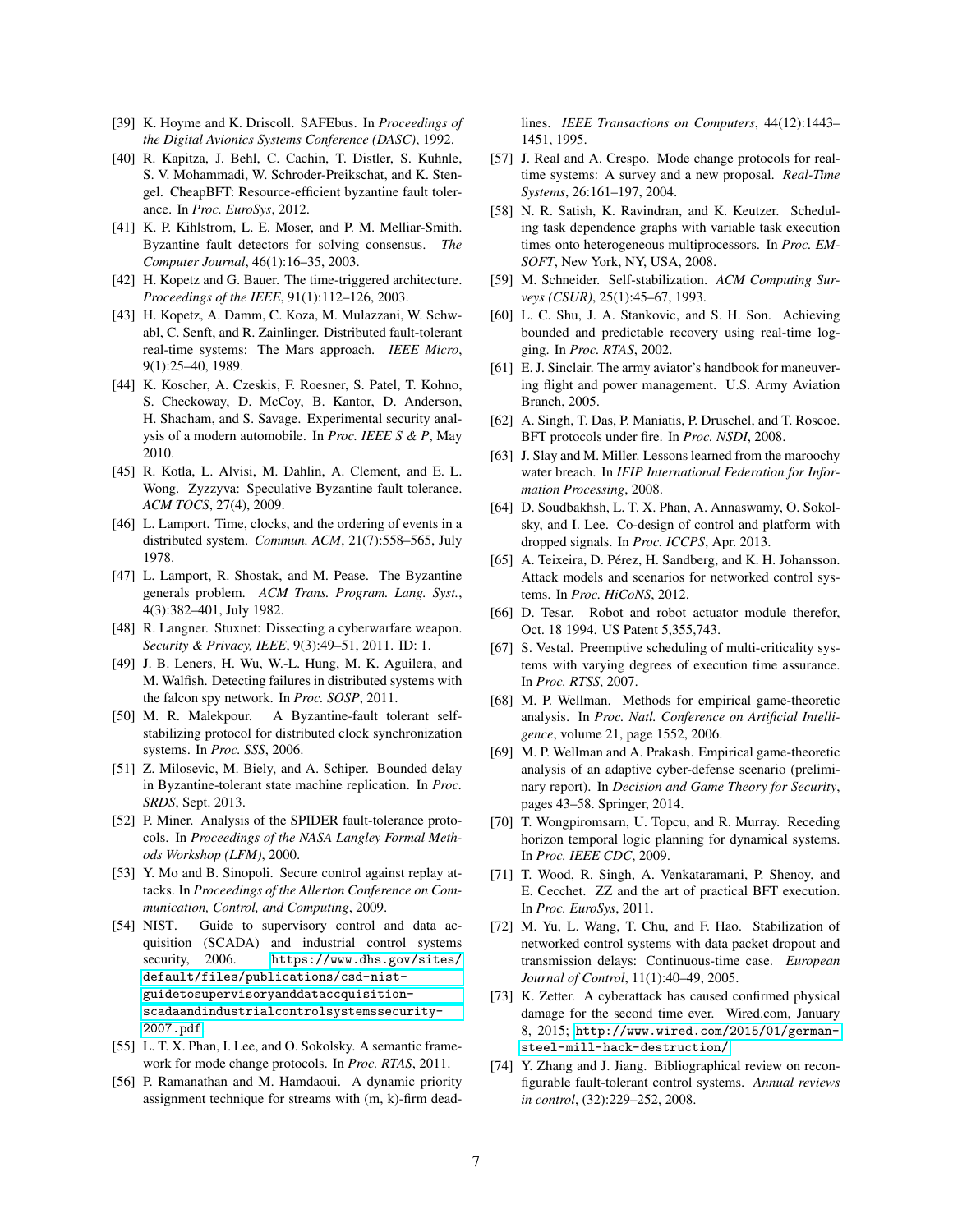[39] K. Hoyme and K. Driscoll. SAFEbus. In *Proceedings of the Digital Avionics Systems Conference (DASC)*, 1992.

[40] R. Kapitza, J. Behl, C. Cachin, T. Distler, S. Kuhnle, S. V. Mohammadi, W. Schroder-Preikschat, and K. Stengel. CheapBFT: Resource-efficient byzantine fault tolerance. In *Proc. EuroSys*, 2012.

[41] K. P. Kihlstrom, L. E. Moser, and P. M. Melliar-Smith. Byzantine fault detectors for solving consensus. *The Computer Journal*, 46(1):16–35, 2003.

[42] H. Kopetz and G. Bauer. The time-triggered architecture. *Proceedings of the IEEE*, 91(1):112–126, 2003.

[43] H. Kopetz, A. Damm, C. Koza, M. Mulazzani, W. Schwabl, C. Senft, and R. Zainlinger. Distributed fault-tolerant real-time systems: The Mars approach. *IEEE Micro*, 9(1):25–40, 1989.

[44] K. Koscher, A. Czeskis, F. Roesner, S. Patel, T. Kohno, S. Checkoway, D. McCoy, B. Kantor, D. Anderson, H. Shacham, and S. Savage. Experimental security analysis of a modern automobile. In *Proc. IEEE S & P*, May 2010.

[45] R. Kotla, L. Alvisi, M. Dahlin, A. Clement, and E. L. Wong. Zyzzyva: Speculative Byzantine fault tolerance. *ACM TOCS*, 27(4), 2009.

[46] L. Lamport. Time, clocks, and the ordering of events in a distributed system. *Commun. ACM*, 21(7):558–565, July 1978.

[47] L. Lamport, R. Shostak, and M. Pease. The Byzantine generals problem. *ACM Trans. Program. Lang. Syst.*, 4(3):382–401, July 1982.

[48] R. Langner. Stuxnet: Dissecting a cyberwarfare weapon. *Security & Privacy, IEEE*, 9(3):49–51, 2011. ID: 1.

[49] J. B. Leners, H. Wu, W.-L. Hung, M. K. Aguilera, and M. Walfish. Detecting failures in distributed systems with the falcon spy network. In *Proc. SOSP*, 2011.

[50] M. R. Malekpour. A Byzantine-fault tolerant self-stabilizing protocol for distributed clock synchronization systems. In *Proc. SSS*, 2006.

[51] Z. Milosevic, M. Biely, and A. Schiper. Bounded delay in Byzantine-tolerant state machine replication. In *Proc. SRDS*, Sept. 2013.

[52] P. Miner. Analysis of the SPIDER fault-tolerance protocols. In *Proceedings of the NASA Langley Formal Methods Workshop (LFM)*, 2000.

[53] Y. Mo and B. Sinopoli. Secure control against replay attacks. In *Proceedings of the Allerton Conference on Communication, Control, and Computing*, 2009.

[54] NIST. Guide to supervisory control and data acquisition (SCADA) and industrial control systems security, 2006. https://www.dhs.gov/sites/default/files/publications/csd-nist-guidetosupervisoryanddataccquisition-scadaandindustrialcontrolsystemssecurity-2007.pdf

[55] L. T. X. Phan, I. Lee, and O. Sokolsky. A semantic framework for mode change protocols. In *Proc. RTAS*, 2011.

[56] P. Ramanathan and M. Hamdaoui. A dynamic priority assignment technique for streams with (m, k)-firm deadlines. *IEEE Transactions on Computers*, 44(12):1443–1451, 1995.

[57] J. Real and A. Crespo. Mode change protocols for real-time systems: A survey and a new proposal. *Real-Time Systems*, 26:161–197, 2004.

[58] N. R. Satish, K. Ravindran, and K. Keutzer. Scheduling task dependence graphs with variable task execution times onto heterogeneous multiprocessors. In *Proc. EMSOFT*, New York, NY, USA, 2008.

[59] M. Schneider. Self-stabilization. *ACM Computing Surveys (CSUR)*, 25(1):45–67, 1993.

[60] L. C. Shu, J. A. Stankovic, and S. H. Son. Achieving bounded and predictable recovery using real-time logging. In *Proc. RTAS*, 2002.

[61] E. J. Sinclair. The army aviator's handbook for maneuvering flight and power management. U.S. Army Aviation Branch, 2005.

[62] A. Singh, T. Das, P. Maniatis, P. Druschel, and T. Roscoe. BFT protocols under fire. In *Proc. NSDI*, 2008.

[63] J. Slay and M. Miller. Lessons learned from the maroochy water breach. In *IFIP International Federation for Information Processing*, 2008.

[64] D. Soudbakhsh, L. T. X. Phan, A. Annaswamy, O. Sokolsky, and I. Lee. Co-design of control and platform with dropped signals. In *Proc. ICCPS*, Apr. 2013.

[65] A. Teixeira, D. Pérez, H. Sandberg, and K. H. Johansson. Attack models and scenarios for networked control systems. In *Proc. HiCoNS*, 2012.

[66] D. Tesar. Robot and robot actuator module therefor, Oct. 18 1994. US Patent 5,355,743.

[67] S. Vestal. Preemptive scheduling of multi-criticality systems with varying degrees of execution time assurance. In *Proc. RTSS*, 2007.

[68] M. P. Wellman. Methods for empirical game-theoretic analysis. In *Proc. Natl. Conference on Artificial Intelligence*, volume 21, page 1552, 2006.

[69] M. P. Wellman and A. Prakash. Empirical game-theoretic analysis of an adaptive cyber-defense scenario (preliminary report). In *Decision and Game Theory for Security*, pages 43–58. Springer, 2014.

[70] T. Wongpiromsarn, U. Topcu, and R. Murray. Receding horizon temporal logic planning for dynamical systems. In *Proc. IEEE CDC*, 2009.

[71] T. Wood, R. Singh, A. Venkataramani, P. Shenoy, and E. Cecchet. ZZ and the art of practical BFT execution. In *Proc. EuroSys*, 2011.

[72] M. Yu, L. Wang, T. Chu, and F. Hao. Stabilization of networked control systems with data packet dropout and transmission delays: Continuous-time case. *European Journal of Control*, 11(1):40–49, 2005.

[73] K. Zetter. A cyberattack has caused confirmed physical damage for the second time ever. Wired.com, January 8, 2015; http://www.wired.com/2015/01/german-steel-mill-hack-destruction/

[74] Y. Zhang and J. Jiang. Bibliographical review on reconfigurable fault-tolerant control systems. *Annual reviews in control*, (32):229–252, 2008.